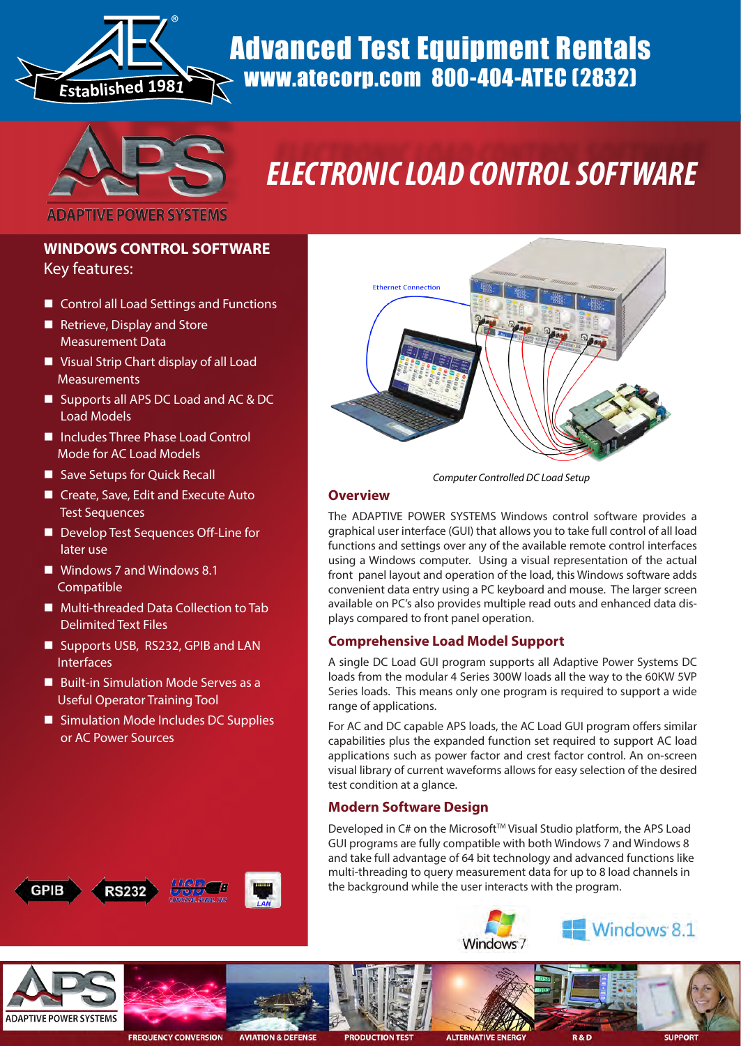# Advanced Test Equipment Rentals

www.atecorp.com 800-404-ATEC (2832)

# ELECTRONIC LOAD CONTROL SOFTWARE

## WINDOWS CONTROL SOFTWARE

Key features:

- Control all Load Settings and Functions
- Retrieve, Display and Store Measurement Data
- Visual Strip Chart display of all Load Measurements
- Supports all APS DC Load and AC & DC Load Models
- Includes Three Phase Load Control Mode for AC Load Models
- Save Setups for Quick Recall
- Create, Save, Edit and Execute Auto Test Sequences
- Develop Test Sequences Off-Line for later use
- Windows 7 and Windows 8.1 Compatible
- Multi-threaded Data Collection to Tab Delimited Text Files
- Supports USB, RS232, GPIB and LAN Interfaces
- Built-in Simulation Mode Serves as a Useful Operator Training Tool
- Simulation Mode Includes DC Supplies or AC Power Sources

*Computer Controlled DC Load Setup*

### Overview

The ADAPTIVE POWER SYSTEMS Windows control software provides a graphical user interface (GUI) that allows you to take full control of all load functions and settings over any of the available remote control interfaces using a Windows computer. Using a visual representation of the actual front panel layout and operation of the load, this Windows software adds convenient data entry using a PC keyboard and mouse. The larger screen available on PC's also provides multiple read outs and enhanced data displays compared to front panel operation.

### Comprehensive Load Model Support

A single DC Load GUI program supports all Adaptive Power Systems DC loads from the modular 4 Series 300W loads all the way to the 60KW 5VP Series loads. This means only one program is required to support a wide range of applications.

For AC and DC capable APS loads, the AC Load GUI program offers similar capabilities plus the expanded function set required to support AC load applications such as power factor and crest factor control. An on-screen visual library of current waveforms allows for easy selection of the desired test condition at a glance.

### Modern Software Design

Developed in C# on the Microsoft™ Visual Studio platform, the APS Load GUI programs are fully compatible with both Windows 7 and Windows 8 and take full advantage of 64 bit technology and advanced functions like multi-threading to query measurement data for up to 8 load channels in the background while the user interacts with the program.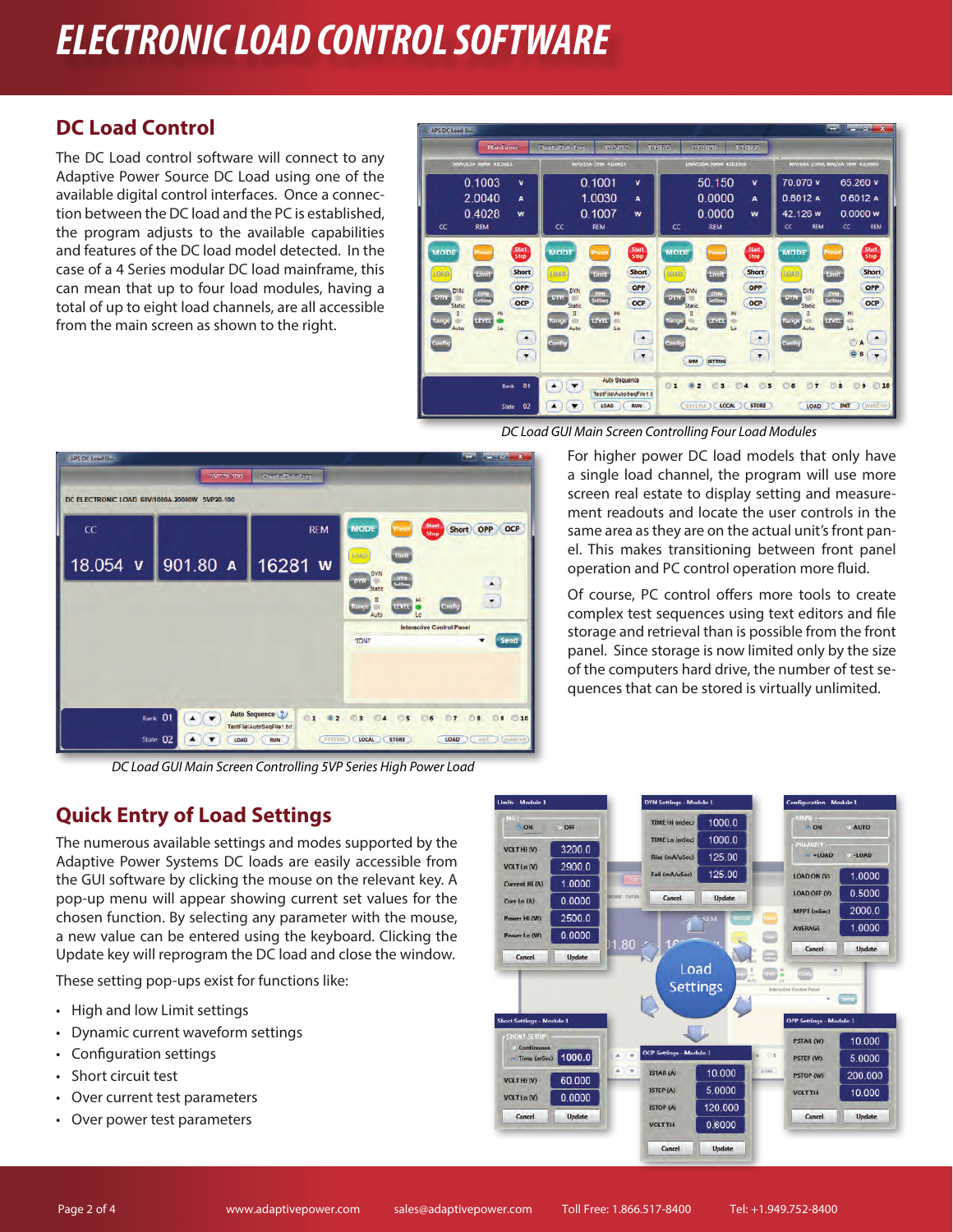# ELECTRONIC LOAD CONTROL SOFTWARE

## DC Load Control

The DC Load control software will connect to any Adaptive Power Source DC Load using one of the available digital control interfaces. Once a connection between the DC load and the PC is established, the program adjusts to the available capabilities and features of the DC load model detected. In the case of a 4 Series modular DC load mainframe, this can mean that up to four load modules, having a total of up to eight load channels, are all accessible from the main screen as shown to the right.

*DC Load GUI Main Screen Controlling Four Load Modules*

For higher power DC load models that only have a single load channel, the program will use more screen real estate to display setting and measurement readouts and locate the user controls in the same area as they are on the actual unit's front panel. This makes transitioning between front panel operation and PC control operation more fluid.

Of course, PC control offers more tools to create complex test sequences using text editors and file storage and retrieval than is possible from the front panel. Since storage is now limited only by the size of the computers hard drive, the number of test sequences that can be stored is virtually unlimited.

*DC Load GUI Main Screen Controlling 5VP Series High Power Load*

## Quick Entry of Load Settings

The numerous available settings and modes supported by the Adaptive Power Systems DC loads are easily accessible from the GUI software by clicking the mouse on the relevant key. A pop-up menu will appear showing current set values for the chosen function. By selecting any parameter with the mouse, a new value can be entered using the keyboard. Clicking the Update key will reprogram the DC load and close the window.

These setting pop-ups exist for functions like:

- High and low Limit settings
- Dynamic current waveform settings
- Configuration settings
- Short circuit test
- Over current test parameters
- Over power test parameters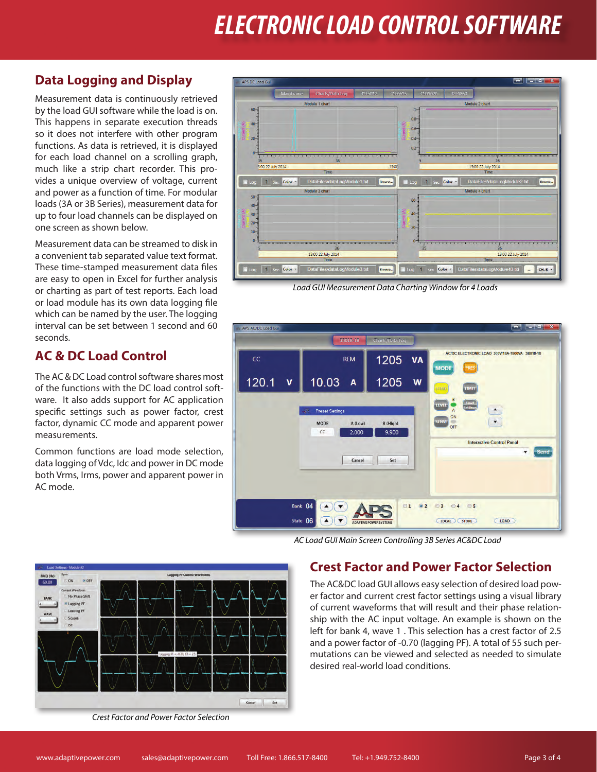# ELECTRONIC LOAD CONTROL SOFTWARE

## Data Logging and Display

Measurement data is continuously retrieved by the load GUI software while the load is on. This happens in separate execution threads so it does not interfere with other program functions. As data is retrieved, it is displayed for each load channel on a scrolling graph, much like a strip chart recorder. This provides a unique overview of voltage, current and power as a function of time. For modular loads (3A or 3B Series), measurement data for up to four load channels can be displayed on one screen as shown below.

Measurement data can be streamed to disk in a convenient tab separated value text format. These time-stamped measurement data files are easy to open in Excel for further analysis or charting as part of test reports. Each load or load module has its own data logging file which can be named by the user. The logging interval can be set between 1 second and 60 seconds.

*Load GUI Measurement Data Charting Window for 4 Loads*

## AC & DC Load Control

The AC & DC Load control software shares most of the functions with the DC load control software. It also adds support for AC application specific settings such as power factor, crest factor, dynamic CC mode and apparent power measurements.

Common functions are load mode selection, data logging of Vdc, Idc and power in DC mode both Vrms, Irms, power and apparent power in AC mode.

*AC Load GUI Main Screen Controlling 3B Series AC&DC Load*

## Crest Factor and Power Factor Selection

The AC&DC load GUI allows easy selection of desired load power factor and current crest factor settings using a visual library of current waveforms that will result and their phase relationship with the AC input voltage. An example is shown on the left for bank 4, wave 1 . This selection has a crest factor of 2.5 and a power factor of -0.70 (lagging PF). A total of 55 such permutations can be viewed and selected as needed to simulate desired real-world load conditions.

*Crest Factor and Power Factor Selection*

www.adaptivepower.com sales@adaptivepower.com Toll Free: 1.866.517-8400 Tel: +1.949.752-8400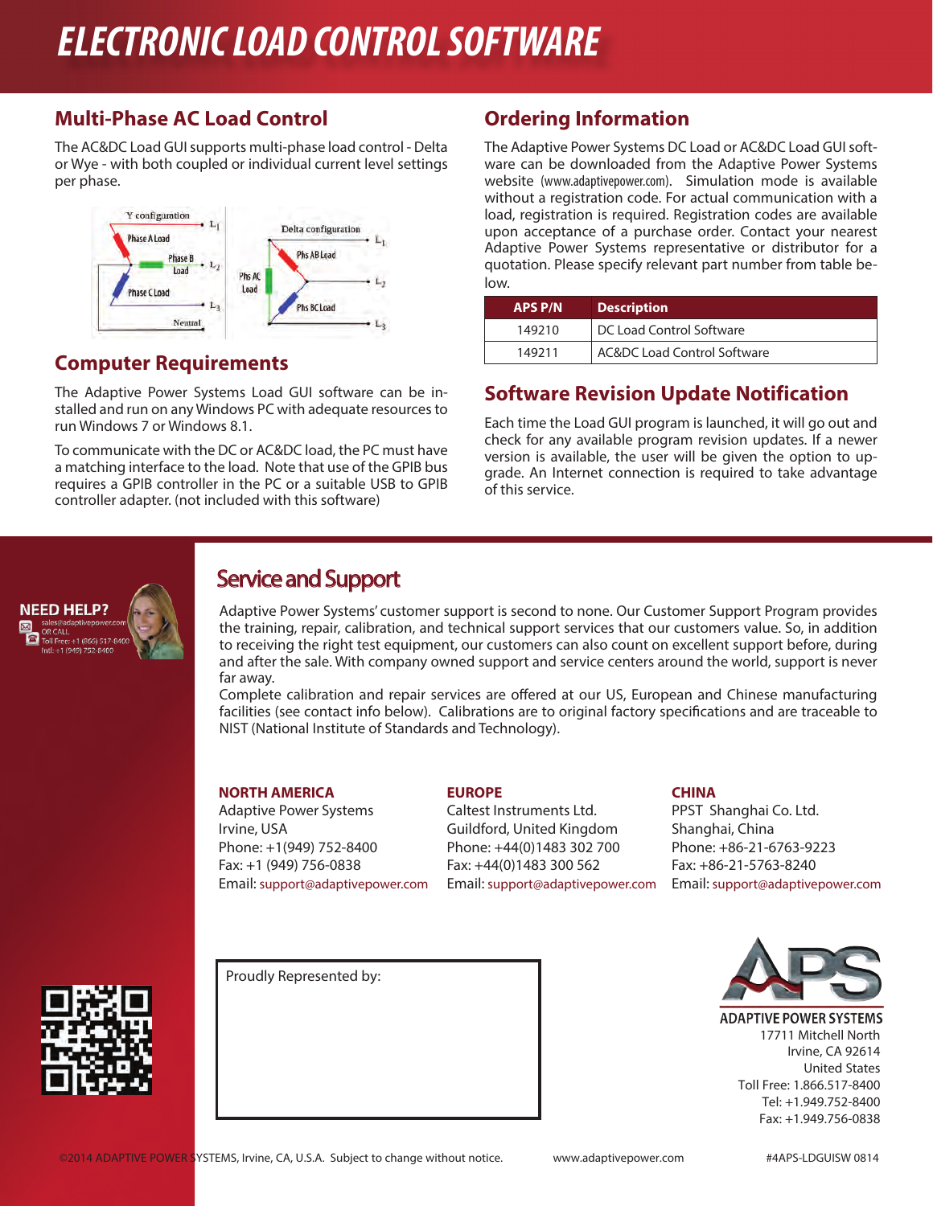# ELECTRONIC LOAD CONTROL SOFTWARE

## Multi-Phase AC Load Control

The AC&DC Load GUI supports multi-phase load control - Delta or Wye - with both coupled or individual current level settings per phase.

Y configuration
Phase A Load
Phase B Load
Phase C Load
Neutral
$L_1$
$L_2$
$L_3$

Delta configuration
Phs AB Load
Phs AC Load
Phs BC Load
$L_1$
$L_2$
$L_3$

## Computer Requirements

The Adaptive Power Systems Load GUI software can be installed and run on any Windows PC with adequate resources to run Windows 7 or Windows 8.1.

To communicate with the DC or AC&DC load, the PC must have a matching interface to the load. Note that use of the GPIB bus requires a GPIB controller in the PC or a suitable USB to GPIB controller adapter. (not included with this software)

## Ordering Information

The Adaptive Power Systems DC Load or AC&DC Load GUI software can be downloaded from the Adaptive Power Systems website (www.adaptivepower.com). Simulation mode is available without a registration code. For actual communication with a load, registration is required. Registration codes are available upon acceptance of a purchase order. Contact your nearest Adaptive Power Systems representative or distributor for a quotation. Please specify relevant part number from table below.

| APS P/N | Description |
|---|---|
| 149210 | DC Load Control Software |
| 149211 | AC&DC Load Control Software |

## Software Revision Update Notification

Each time the Load GUI program is launched, it will go out and check for any available program revision updates. If a newer version is available, the user will be given the option to upgrade. An Internet connection is required to take advantage of this service.

**NEED HELP?**
sales@adaptivepower.com
OR CALL
Toll Free: +1 (866) 517-8400
Intl: +1 (949) 752-8400

## Service and Support

Adaptive Power Systems' customer support is second to none. Our Customer Support Program provides the training, repair, calibration, and technical support services that our customers value. So, in addition to receiving the right test equipment, our customers can also count on excellent support before, during and after the sale. With company owned support and service centers around the world, support is never far away.

Complete calibration and repair services are offered at our US, European and Chinese manufacturing facilities (see contact info below). Calibrations are to original factory specifications and are traceable to NIST (National Institute of Standards and Technology).

**NORTH AMERICA**
Adaptive Power Systems
Irvine, USA
Phone: +1(949) 752-8400
Fax: +1 (949) 756-0838
Email: support@adaptivepower.com

**EUROPE**
Caltest Instruments Ltd.
Guildford, United Kingdom
Phone: +44(0)1483 302 700
Fax: +44(0)1483 300 562
Email: support@adaptivepower.com

**CHINA**
PPST Shanghai Co. Ltd.
Shanghai, China
Phone: +86-21-6763-9223
Fax: +86-21-5763-8240
Email: support@adaptivepower.com

Proudly Represented by:

ADAPTIVE POWER SYSTEMS
17711 Mitchell North
Irvine, CA 92614
United States
Toll Free: 1.866.517.8400
Tel: +1.949.752-8400
Fax: +1.949.756-0838

©2014 ADAPTIVE POWER SYSTEMS, Irvine, CA, U.S.A. Subject to change without notice. www.adaptivepower.com #4APS-LDGUISW 0814